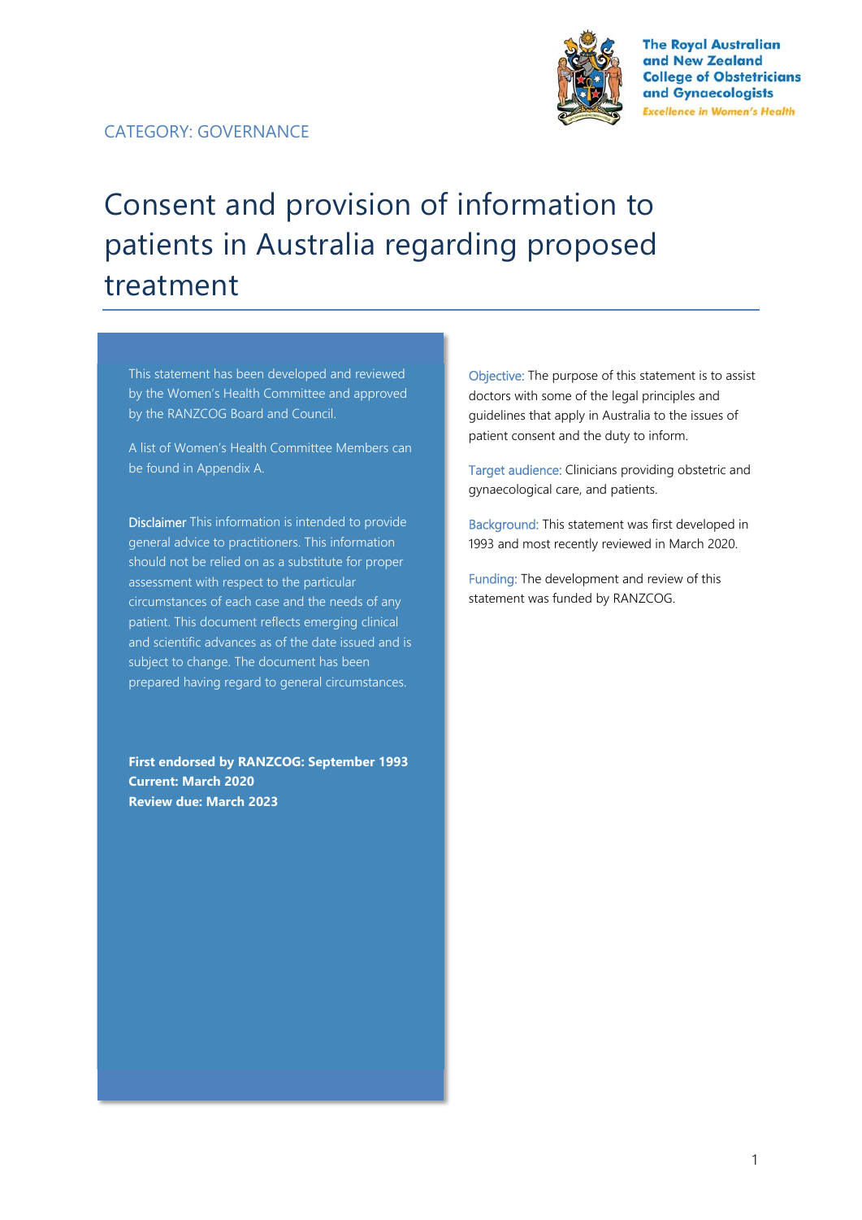CATEGORY: GOVERNANCE

# Consent and provision of information to patients in Australia regarding proposed treatment

This statement has been developed and reviewed by the Women's Health Committee and approved by the RANZCOG Board and Council.

A list of Women's Health Committee Members can be found in Appendix A.

Disclaimer This information is intended to provide general advice to practitioners. This information should not be relied on as a substitute for proper assessment with respect to the particular circumstances of each case and the needs of any patient. This document reflects emerging clinical and scientific advances as of the date issued and is subject to change. The document has been prepared having regard to general circumstances.

**First endorsed by RANZCOG: September 1993**
**Current: March 2020**
**Review due: March 2023**

Objective: The purpose of this statement is to assist doctors with some of the legal principles and guidelines that apply in Australia to the issues of patient consent and the duty to inform.

Target audience: Clinicians providing obstetric and gynaecological care, and patients.

Background: This statement was first developed in 1993 and most recently reviewed in March 2020.

Funding: The development and review of this statement was funded by RANZCOG.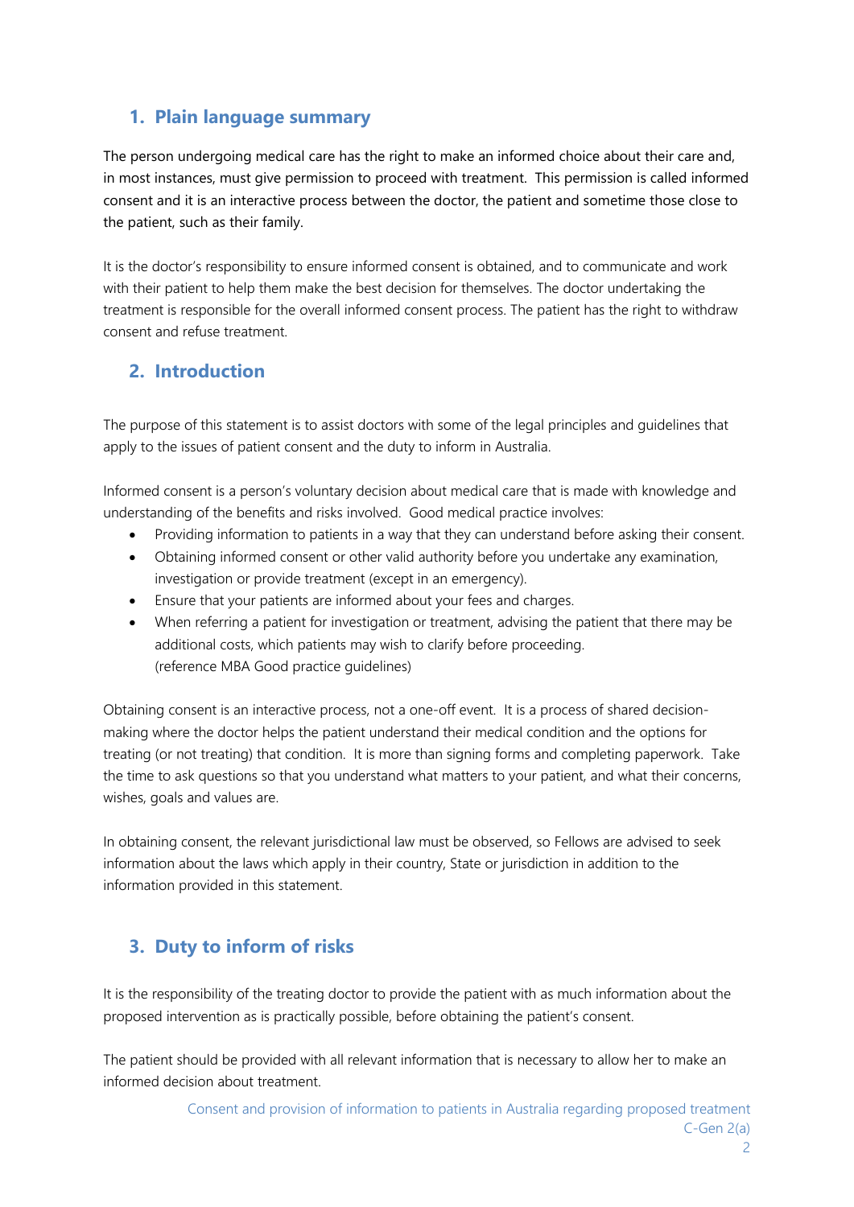## 1. Plain language summary

The person undergoing medical care has the right to make an informed choice about their care and, in most instances, must give permission to proceed with treatment. This permission is called informed consent and it is an interactive process between the doctor, the patient and sometime those close to the patient, such as their family.

It is the doctor's responsibility to ensure informed consent is obtained, and to communicate and work with their patient to help them make the best decision for themselves. The doctor undertaking the treatment is responsible for the overall informed consent process. The patient has the right to withdraw consent and refuse treatment.

## 2. Introduction

The purpose of this statement is to assist doctors with some of the legal principles and guidelines that apply to the issues of patient consent and the duty to inform in Australia.

Informed consent is a person's voluntary decision about medical care that is made with knowledge and understanding of the benefits and risks involved. Good medical practice involves:

- Providing information to patients in a way that they can understand before asking their consent.
- Obtaining informed consent or other valid authority before you undertake any examination, investigation or provide treatment (except in an emergency).
- Ensure that your patients are informed about your fees and charges.
- When referring a patient for investigation or treatment, advising the patient that there may be additional costs, which patients may wish to clarify before proceeding.  
  (reference MBA Good practice guidelines)

Obtaining consent is an interactive process, not a one-off event. It is a process of shared decision-making where the doctor helps the patient understand their medical condition and the options for treating (or not treating) that condition. It is more than signing forms and completing paperwork. Take the time to ask questions so that you understand what matters to your patient, and what their concerns, wishes, goals and values are.

In obtaining consent, the relevant jurisdictional law must be observed, so Fellows are advised to seek information about the laws which apply in their country, State or jurisdiction in addition to the information provided in this statement.

## 3. Duty to inform of risks

It is the responsibility of the treating doctor to provide the patient with as much information about the proposed intervention as is practically possible, before obtaining the patient's consent.

The patient should be provided with all relevant information that is necessary to allow her to make an informed decision about treatment.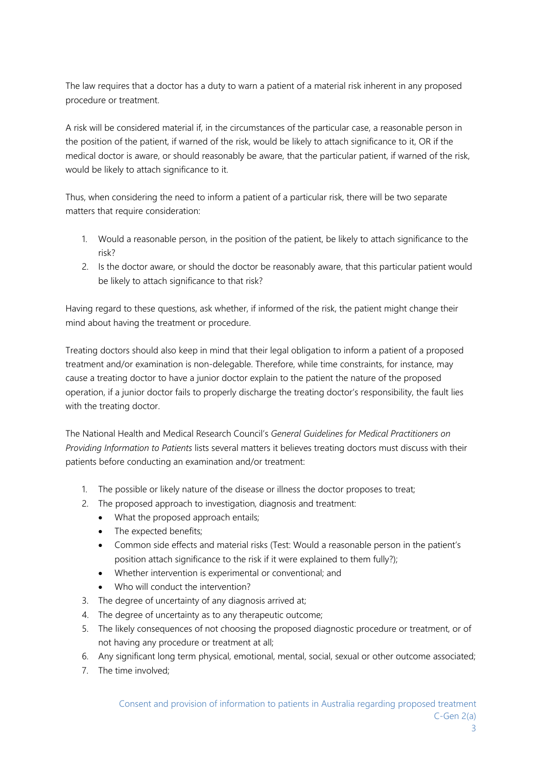The law requires that a doctor has a duty to warn a patient of a material risk inherent in any proposed procedure or treatment.

A risk will be considered material if, in the circumstances of the particular case, a reasonable person in the position of the patient, if warned of the risk, would be likely to attach significance to it, OR if the medical doctor is aware, or should reasonably be aware, that the particular patient, if warned of the risk, would be likely to attach significance to it.

Thus, when considering the need to inform a patient of a particular risk, there will be two separate matters that require consideration:

1. Would a reasonable person, in the position of the patient, be likely to attach significance to the risk?
2. Is the doctor aware, or should the doctor be reasonably aware, that this particular patient would be likely to attach significance to that risk?

Having regard to these questions, ask whether, if informed of the risk, the patient might change their mind about having the treatment or procedure.

Treating doctors should also keep in mind that their legal obligation to inform a patient of a proposed treatment and/or examination is non-delegable. Therefore, while time constraints, for instance, may cause a treating doctor to have a junior doctor explain to the patient the nature of the proposed operation, if a junior doctor fails to properly discharge the treating doctor's responsibility, the fault lies with the treating doctor.

The National Health and Medical Research Council's *General Guidelines for Medical Practitioners on Providing Information to Patients* lists several matters it believes treating doctors must discuss with their patients before conducting an examination and/or treatment:

1. The possible or likely nature of the disease or illness the doctor proposes to treat;
2. The proposed approach to investigation, diagnosis and treatment:
   - What the proposed approach entails;
   - The expected benefits;
   - Common side effects and material risks (Test: Would a reasonable person in the patient's position attach significance to the risk if it were explained to them fully?);
   - Whether intervention is experimental or conventional; and
   - Who will conduct the intervention?
3. The degree of uncertainty of any diagnosis arrived at;
4. The degree of uncertainty as to any therapeutic outcome;
5. The likely consequences of not choosing the proposed diagnostic procedure or treatment, or of not having any procedure or treatment at all;
6. Any significant long term physical, emotional, mental, social, sexual or other outcome associated;
7. The time involved;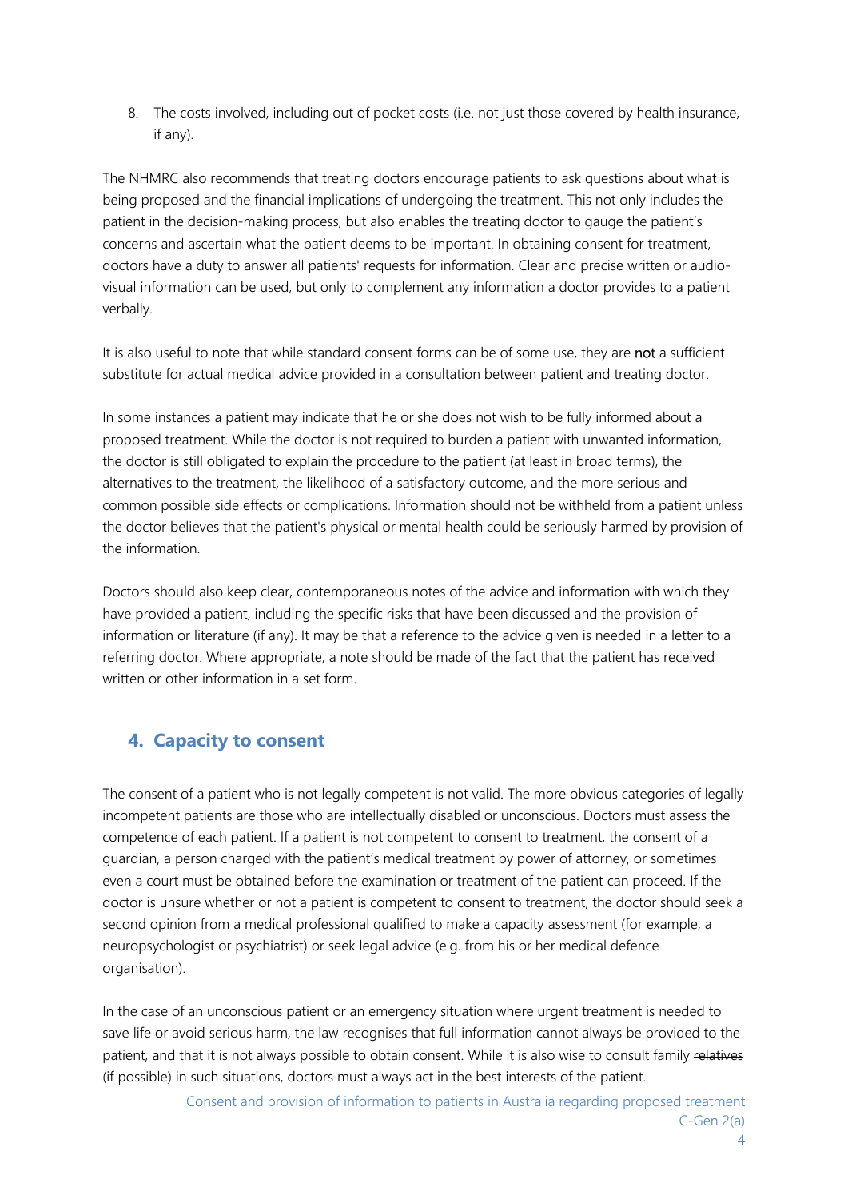8. The costs involved, including out of pocket costs (i.e. not just those covered by health insurance, if any).

The NHMRC also recommends that treating doctors encourage patients to ask questions about what is being proposed and the financial implications of undergoing the treatment. This not only includes the patient in the decision-making process, but also enables the treating doctor to gauge the patient's concerns and ascertain what the patient deems to be important. In obtaining consent for treatment, doctors have a duty to answer all patients' requests for information. Clear and precise written or audio-visual information can be used, but only to complement any information a doctor provides to a patient verbally.

It is also useful to note that while standard consent forms can be of some use, they are **not** a sufficient substitute for actual medical advice provided in a consultation between patient and treating doctor.

In some instances a patient may indicate that he or she does not wish to be fully informed about a proposed treatment. While the doctor is not required to burden a patient with unwanted information, the doctor is still obligated to explain the procedure to the patient (at least in broad terms), the alternatives to the treatment, the likelihood of a satisfactory outcome, and the more serious and common possible side effects or complications. Information should not be withheld from a patient unless the doctor believes that the patient's physical or mental health could be seriously harmed by provision of the information.

Doctors should also keep clear, contemporaneous notes of the advice and information with which they have provided a patient, including the specific risks that have been discussed and the provision of information or literature (if any). It may be that a reference to the advice given is needed in a letter to a referring doctor. Where appropriate, a note should be made of the fact that the patient has received written or other information in a set form.

## 4. Capacity to consent

The consent of a patient who is not legally competent is not valid. The more obvious categories of legally incompetent patients are those who are intellectually disabled or unconscious. Doctors must assess the competence of each patient. If a patient is not competent to consent to treatment, the consent of a guardian, a person charged with the patient's medical treatment by power of attorney, or sometimes even a court must be obtained before the examination or treatment of the patient can proceed. If the doctor is unsure whether or not a patient is competent to consent to treatment, the doctor should seek a second opinion from a medical professional qualified to make a capacity assessment (for example, a neuropsychologist or psychiatrist) or seek legal advice (e.g. from his or her medical defence organisation).

In the case of an unconscious patient or an emergency situation where urgent treatment is needed to save life or avoid serious harm, the law recognises that full information cannot always be provided to the patient, and that it is not always possible to obtain consent. While it is also wise to consult family ~~relatives~~ (if possible) in such situations, doctors must always act in the best interests of the patient.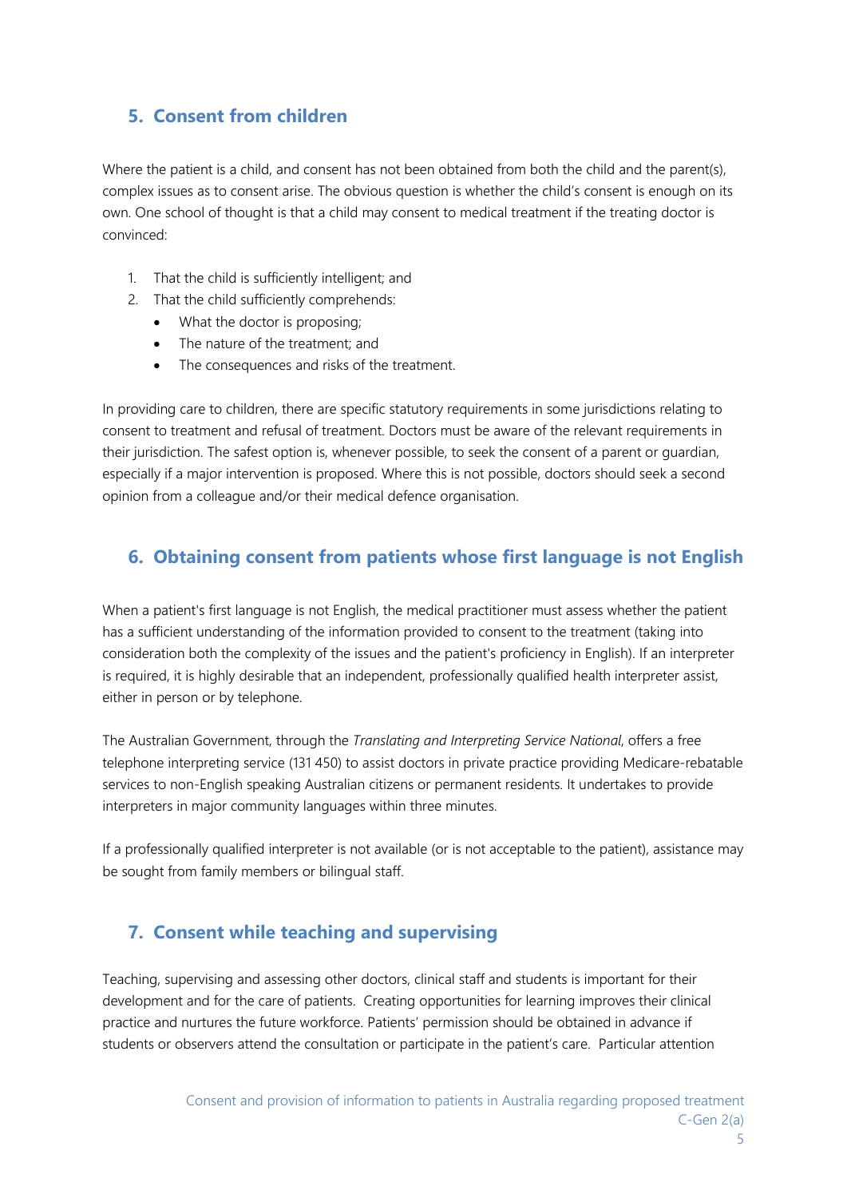## 5. Consent from children

Where the patient is a child, and consent has not been obtained from both the child and the parent(s), complex issues as to consent arise. The obvious question is whether the child's consent is enough on its own. One school of thought is that a child may consent to medical treatment if the treating doctor is convinced:

1. That the child is sufficiently intelligent; and
2. That the child sufficiently comprehends:
   - What the doctor is proposing;
   - The nature of the treatment; and
   - The consequences and risks of the treatment.

In providing care to children, there are specific statutory requirements in some jurisdictions relating to consent to treatment and refusal of treatment. Doctors must be aware of the relevant requirements in their jurisdiction. The safest option is, whenever possible, to seek the consent of a parent or guardian, especially if a major intervention is proposed. Where this is not possible, doctors should seek a second opinion from a colleague and/or their medical defence organisation.

## 6. Obtaining consent from patients whose first language is not English

When a patient's first language is not English, the medical practitioner must assess whether the patient has a sufficient understanding of the information provided to consent to the treatment (taking into consideration both the complexity of the issues and the patient's proficiency in English). If an interpreter is required, it is highly desirable that an independent, professionally qualified health interpreter assist, either in person or by telephone.

The Australian Government, through the *Translating and Interpreting Service National*, offers a free telephone interpreting service (131 450) to assist doctors in private practice providing Medicare-rebatable services to non-English speaking Australian citizens or permanent residents. It undertakes to provide interpreters in major community languages within three minutes.

If a professionally qualified interpreter is not available (or is not acceptable to the patient), assistance may be sought from family members or bilingual staff.

## 7. Consent while teaching and supervising

Teaching, supervising and assessing other doctors, clinical staff and students is important for their development and for the care of patients. Creating opportunities for learning improves their clinical practice and nurtures the future workforce. Patients' permission should be obtained in advance if students or observers attend the consultation or participate in the patient's care. Particular attention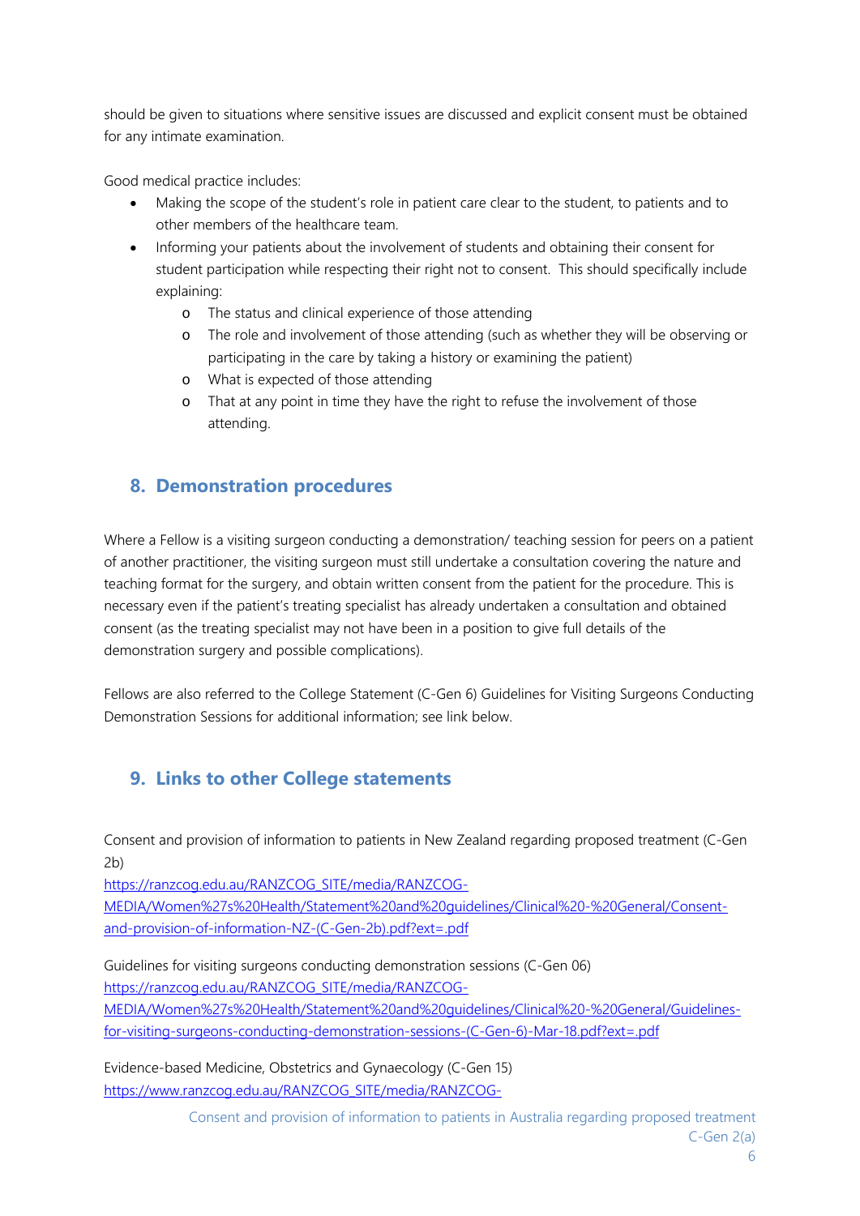should be given to situations where sensitive issues are discussed and explicit consent must be obtained for any intimate examination.

Good medical practice includes:

- Making the scope of the student's role in patient care clear to the student, to patients and to other members of the healthcare team.
- Informing your patients about the involvement of students and obtaining their consent for student participation while respecting their right not to consent. This should specifically include explaining:
    - The status and clinical experience of those attending
    - The role and involvement of those attending (such as whether they will be observing or participating in the care by taking a history or examining the patient)
    - What is expected of those attending
    - That at any point in time they have the right to refuse the involvement of those attending.

## 8. Demonstration procedures

Where a Fellow is a visiting surgeon conducting a demonstration/ teaching session for peers on a patient of another practitioner, the visiting surgeon must still undertake a consultation covering the nature and teaching format for the surgery, and obtain written consent from the patient for the procedure. This is necessary even if the patient's treating specialist has already undertaken a consultation and obtained consent (as the treating specialist may not have been in a position to give full details of the demonstration surgery and possible complications).

Fellows are also referred to the College Statement (C-Gen 6) Guidelines for Visiting Surgeons Conducting Demonstration Sessions for additional information; see link below.

## 9. Links to other College statements

Consent and provision of information to patients in New Zealand regarding proposed treatment (C-Gen 2b)
https://ranzcog.edu.au/RANZCOG_SITE/media/RANZCOG-MEDIA/Women%27s%20Health/Statement%20and%20guidelines/Clinical%20-%20General/Consent-and-provision-of-information-NZ-(C-Gen-2b).pdf?ext=.pdf

Guidelines for visiting surgeons conducting demonstration sessions (C-Gen 06)
https://ranzcog.edu.au/RANZCOG_SITE/media/RANZCOG-MEDIA/Women%27s%20Health/Statement%20and%20guidelines/Clinical%20-%20General/Guidelines-for-visiting-surgeons-conducting-demonstration-sessions-(C-Gen-6)-Mar-18.pdf?ext=.pdf

Evidence-based Medicine, Obstetrics and Gynaecology (C-Gen 15)
https://www.ranzcog.edu.au/RANZCOG_SITE/media/RANZCOG-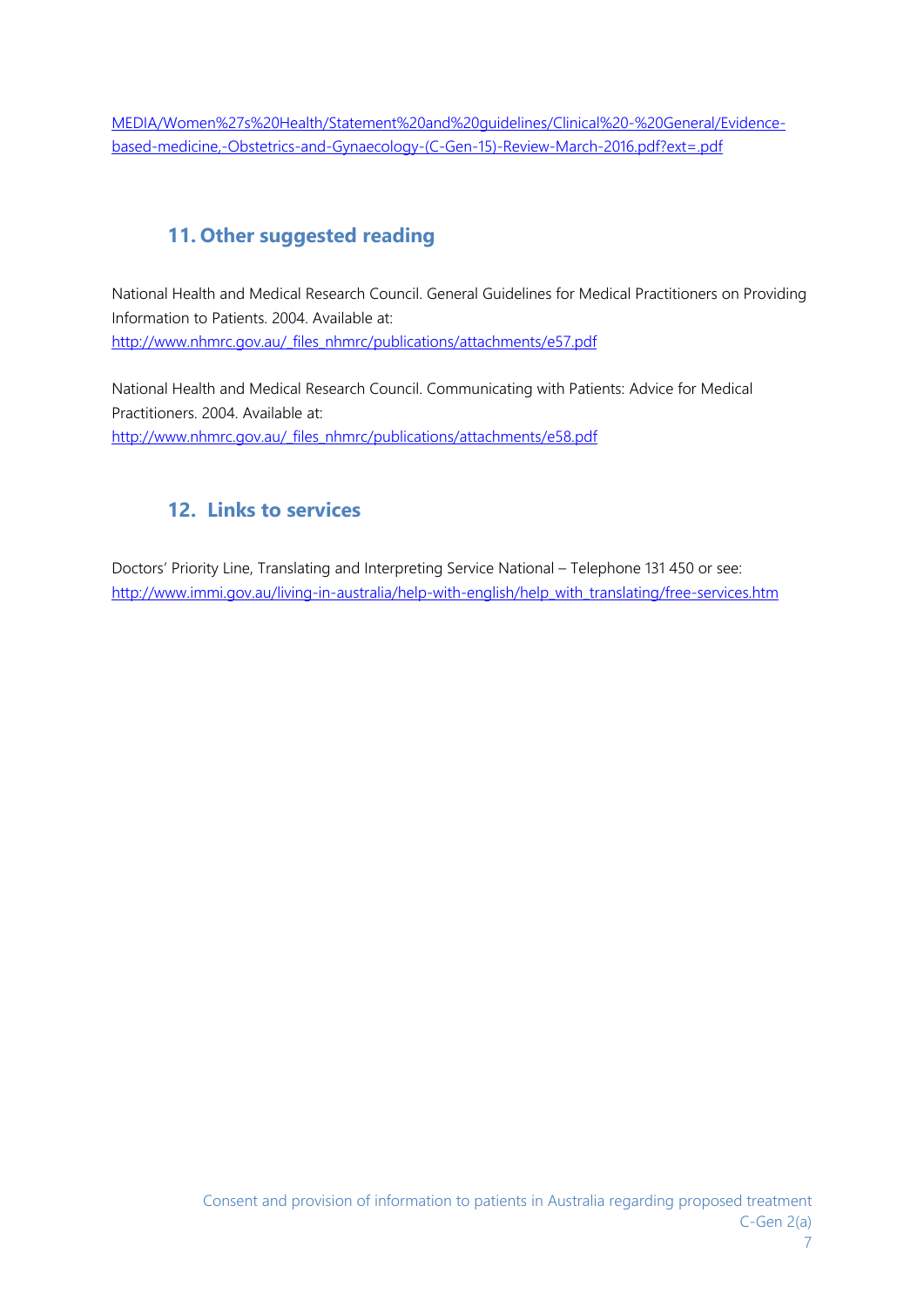MEDIA/Women%27s%20Health/Statement%20and%20guidelines/Clinical%20-%20General/Evidence-based-medicine,-Obstetrics-and-Gynaecology-(C-Gen-15)-Review-March-2016.pdf?ext=.pdf

## 11. Other suggested reading

National Health and Medical Research Council. General Guidelines for Medical Practitioners on Providing Information to Patients. 2004. Available at: http://www.nhmrc.gov.au/_files_nhmrc/publications/attachments/e57.pdf

National Health and Medical Research Council. Communicating with Patients: Advice for Medical Practitioners. 2004. Available at: http://www.nhmrc.gov.au/_files_nhmrc/publications/attachments/e58.pdf

## 12. Links to services

Doctors' Priority Line, Translating and Interpreting Service National – Telephone 131 450 or see: http://www.immi.gov.au/living-in-australia/help-with-english/help_with_translating/free-services.htm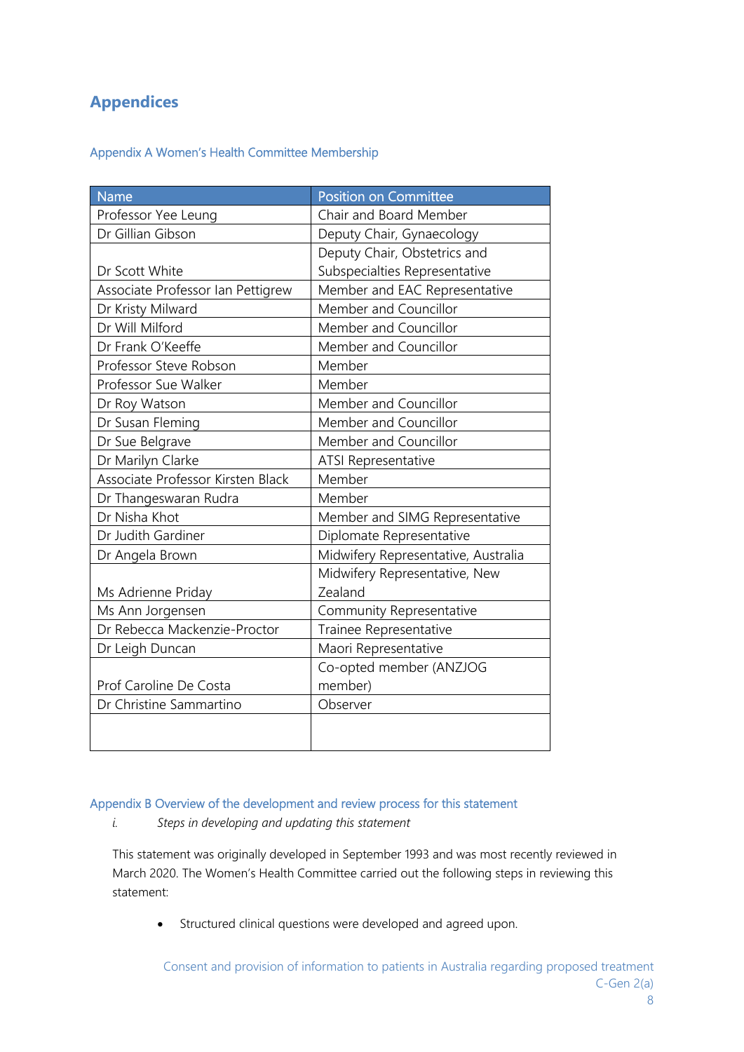# Appendices

## Appendix A Women's Health Committee Membership

| Name | Position on Committee |
|---|---|
| Professor Yee Leung | Chair and Board Member |
| Dr Gillian Gibson | Deputy Chair, Gynaecology |
| Dr Scott White | Deputy Chair, Obstetrics and Subspecialties Representative |
| Associate Professor Ian Pettigrew | Member and EAC Representative |
| Dr Kristy Milward | Member and Councillor |
| Dr Will Milford | Member and Councillor |
| Dr Frank O'Keeffe | Member and Councillor |
| Professor Steve Robson | Member |
| Professor Sue Walker | Member |
| Dr Roy Watson | Member and Councillor |
| Dr Susan Fleming | Member and Councillor |
| Dr Sue Belgrave | Member and Councillor |
| Dr Marilyn Clarke | ATSI Representative |
| Associate Professor Kirsten Black | Member |
| Dr Thangeswaran Rudra | Member |
| Dr Nisha Khot | Member and SIMG Representative |
| Dr Judith Gardiner | Diplomate Representative |
| Dr Angela Brown | Midwifery Representative, Australia |
| Ms Adrienne Priday | Midwifery Representative, New Zealand |
| Ms Ann Jorgensen | Community Representative |
| Dr Rebecca Mackenzie-Proctor | Trainee Representative |
| Dr Leigh Duncan | Maori Representative |
| Prof Caroline De Costa | Co-opted member (ANZJOG member) |
| Dr Christine Sammartino | Observer |
| | |

## Appendix B Overview of the development and review process for this statement

i. *Steps in developing and updating this statement*

This statement was originally developed in September 1993 and was most recently reviewed in March 2020. The Women's Health Committee carried out the following steps in reviewing this statement:

- Structured clinical questions were developed and agreed upon.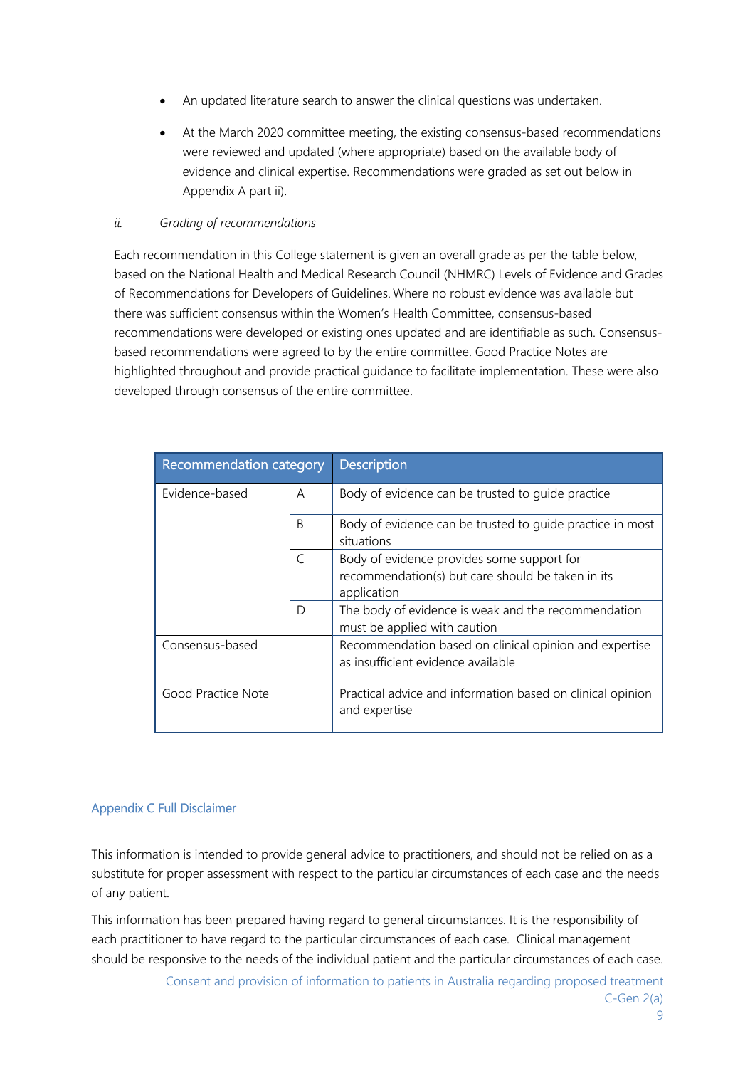- An updated literature search to answer the clinical questions was undertaken.
- At the March 2020 committee meeting, the existing consensus-based recommendations were reviewed and updated (where appropriate) based on the available body of evidence and clinical expertise. Recommendations were graded as set out below in Appendix A part ii).

*ii. Grading of recommendations*

Each recommendation in this College statement is given an overall grade as per the table below, based on the National Health and Medical Research Council (NHMRC) Levels of Evidence and Grades of Recommendations for Developers of Guidelines. Where no robust evidence was available but there was sufficient consensus within the Women's Health Committee, consensus-based recommendations were developed or existing ones updated and are identifiable as such. Consensus-based recommendations were agreed to by the entire committee. Good Practice Notes are highlighted throughout and provide practical guidance to facilitate implementation. These were also developed through consensus of the entire committee.

| Recommendation category | | Description |
|---|---|---|
| Evidence-based | A | Body of evidence can be trusted to guide practice |
| | B | Body of evidence can be trusted to guide practice in most situations |
| | C | Body of evidence provides some support for recommendation(s) but care should be taken in its application |
| | D | The body of evidence is weak and the recommendation must be applied with caution |
| Consensus-based | | Recommendation based on clinical opinion and expertise as insufficient evidence available |
| Good Practice Note | | Practical advice and information based on clinical opinion and expertise |

## Appendix C Full Disclaimer

This information is intended to provide general advice to practitioners, and should not be relied on as a substitute for proper assessment with respect to the particular circumstances of each case and the needs of any patient.

This information has been prepared having regard to general circumstances. It is the responsibility of each practitioner to have regard to the particular circumstances of each case. Clinical management should be responsive to the needs of the individual patient and the particular circumstances of each case.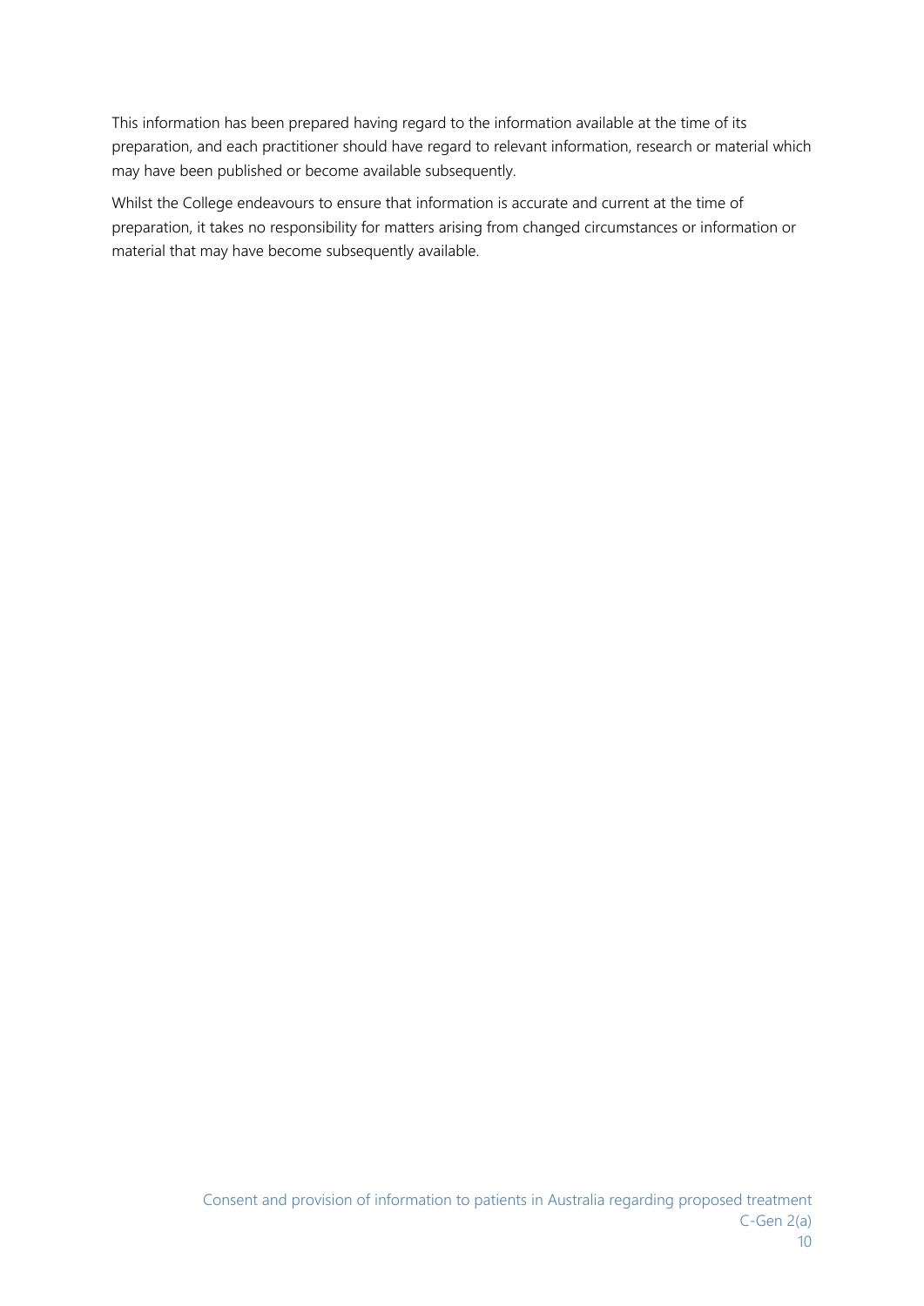This information has been prepared having regard to the information available at the time of its preparation, and each practitioner should have regard to relevant information, research or material which may have been published or become available subsequently.

Whilst the College endeavours to ensure that information is accurate and current at the time of preparation, it takes no responsibility for matters arising from changed circumstances or information or material that may have become subsequently available.